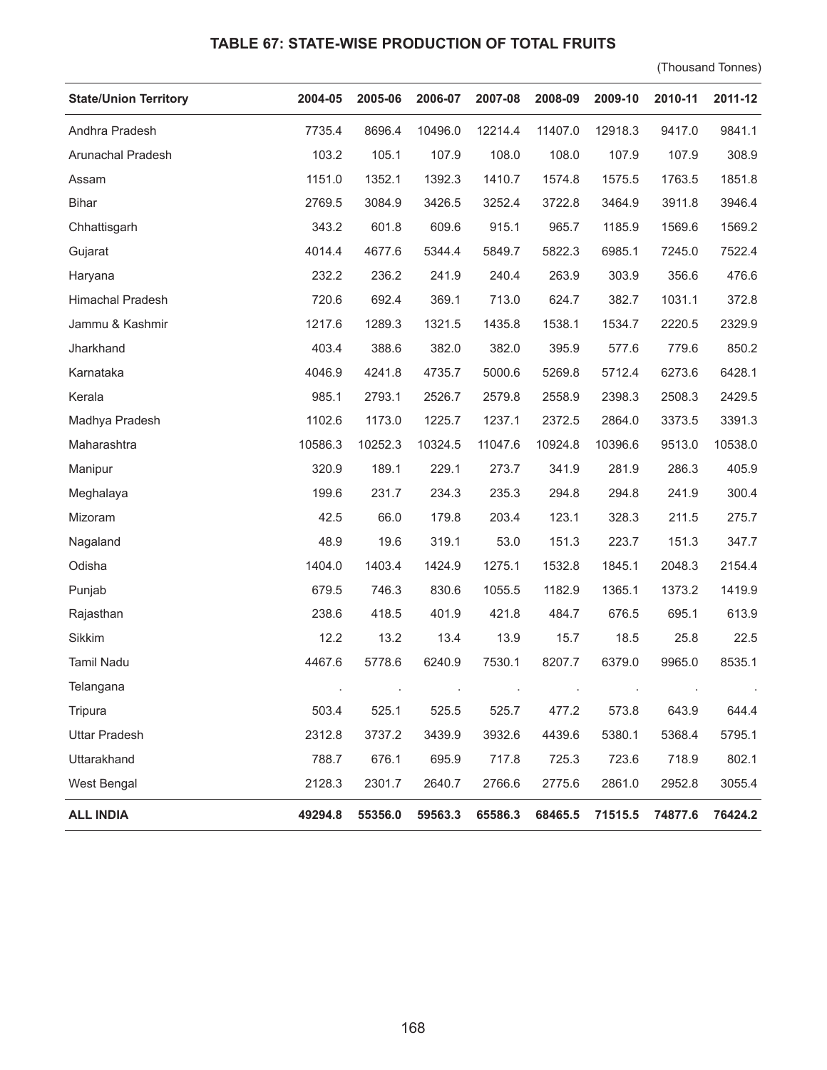### TABLE 67: STATE-WISE PRODUCTION OF TOTAL FRUITS

(Thousand Tonnes)

| State/Union Territory | 2004-05 | 2005-06 | 2006-07 | 2007-08 | 2008-09 | 2009-10 | 2010-11 | 2011-12 |
|---|---|---|---|---|---|---|---|---|
| Andhra Pradesh | 7735.4 | 8696.4 | 10496.0 | 12214.4 | 11407.0 | 12918.3 | 9417.0 | 9841.1 |
| Arunachal Pradesh | 103.2 | 105.1 | 107.9 | 108.0 | 108.0 | 107.9 | 107.9 | 308.9 |
| Assam | 1151.0 | 1352.1 | 1392.3 | 1410.7 | 1574.8 | 1575.5 | 1763.5 | 1851.8 |
| Bihar | 2769.5 | 3084.9 | 3426.5 | 3252.4 | 3722.8 | 3464.9 | 3911.8 | 3946.4 |
| Chhattisgarh | 343.2 | 601.8 | 609.6 | 915.1 | 965.7 | 1185.9 | 1569.6 | 1569.2 |
| Gujarat | 4014.4 | 4677.6 | 5344.4 | 5849.7 | 5822.3 | 6985.1 | 7245.0 | 7522.4 |
| Haryana | 232.2 | 236.2 | 241.9 | 240.4 | 263.9 | 303.9 | 356.6 | 476.6 |
| Himachal Pradesh | 720.6 | 692.4 | 369.1 | 713.0 | 624.7 | 382.7 | 1031.1 | 372.8 |
| Jammu & Kashmir | 1217.6 | 1289.3 | 1321.5 | 1435.8 | 1538.1 | 1534.7 | 2220.5 | 2329.9 |
| Jharkhand | 403.4 | 388.6 | 382.0 | 382.0 | 395.9 | 577.6 | 779.6 | 850.2 |
| Karnataka | 4046.9 | 4241.8 | 4735.7 | 5000.6 | 5269.8 | 5712.4 | 6273.6 | 6428.1 |
| Kerala | 985.1 | 2793.1 | 2526.7 | 2579.8 | 2558.9 | 2398.3 | 2508.3 | 2429.5 |
| Madhya Pradesh | 1102.6 | 1173.0 | 1225.7 | 1237.1 | 2372.5 | 2864.0 | 3373.5 | 3391.3 |
| Maharashtra | 10586.3 | 10252.3 | 10324.5 | 11047.6 | 10924.8 | 10396.6 | 9513.0 | 10538.0 |
| Manipur | 320.9 | 189.1 | 229.1 | 273.7 | 341.9 | 281.9 | 286.3 | 405.9 |
| Meghalaya | 199.6 | 231.7 | 234.3 | 235.3 | 294.8 | 294.8 | 241.9 | 300.4 |
| Mizoram | 42.5 | 66.0 | 179.8 | 203.4 | 123.1 | 328.3 | 211.5 | 275.7 |
| Nagaland | 48.9 | 19.6 | 319.1 | 53.0 | 151.3 | 223.7 | 151.3 | 347.7 |
| Odisha | 1404.0 | 1403.4 | 1424.9 | 1275.1 | 1532.8 | 1845.1 | 2048.3 | 2154.4 |
| Punjab | 679.5 | 746.3 | 830.6 | 1055.5 | 1182.9 | 1365.1 | 1373.2 | 1419.9 |
| Rajasthan | 238.6 | 418.5 | 401.9 | 421.8 | 484.7 | 676.5 | 695.1 | 613.9 |
| Sikkim | 12.2 | 13.2 | 13.4 | 13.9 | 15.7 | 18.5 | 25.8 | 22.5 |
| Tamil Nadu | 4467.6 | 5778.6 | 6240.9 | 7530.1 | 8207.7 | 6379.0 | 9965.0 | 8535.1 |
| Telangana | . | . | . | . | . | . | . | . |
| Tripura | 503.4 | 525.1 | 525.5 | 525.7 | 477.2 | 573.8 | 643.9 | 644.4 |
| Uttar Pradesh | 2312.8 | 3737.2 | 3439.9 | 3932.6 | 4439.6 | 5380.1 | 5368.4 | 5795.1 |
| Uttarakhand | 788.7 | 676.1 | 695.9 | 717.8 | 725.3 | 723.6 | 718.9 | 802.1 |
| West Bengal | 2128.3 | 2301.7 | 2640.7 | 2766.6 | 2775.6 | 2861.0 | 2952.8 | 3055.4 |
| **ALL INDIA** | **49294.8** | **55356.0** | **59563.3** | **65586.3** | **68465.5** | **71515.5** | **74877.6** | **76424.2** |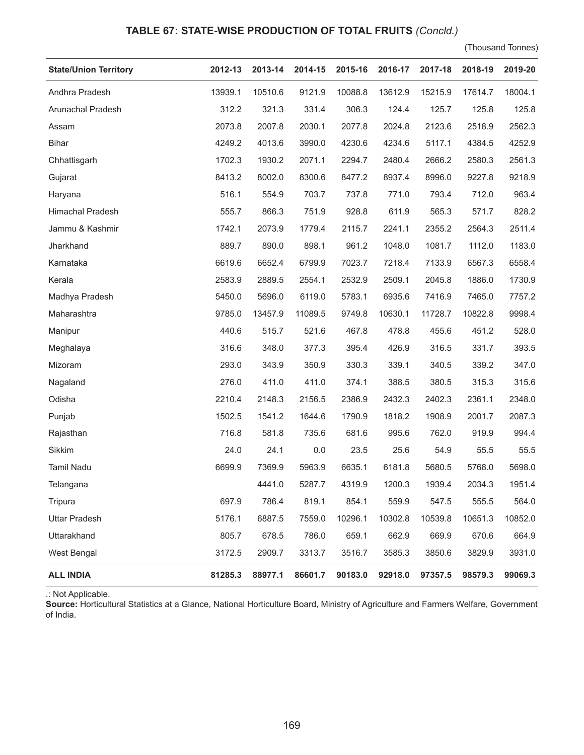## TABLE 67: STATE-WISE PRODUCTION OF TOTAL FRUITS *(Concld.)*

(Thousand Tonnes)

| State/Union Territory | 2012-13 | 2013-14 | 2014-15 | 2015-16 | 2016-17 | 2017-18 | 2018-19 | 2019-20 |
|---|---|---|---|---|---|---|---|---|
| Andhra Pradesh | 13939.1 | 10510.6 | 9121.9 | 10088.8 | 13612.9 | 15215.9 | 17614.7 | 18004.1 |
| Arunachal Pradesh | 312.2 | 321.3 | 331.4 | 306.3 | 124.4 | 125.7 | 125.8 | 125.8 |
| Assam | 2073.8 | 2007.8 | 2030.1 | 2077.8 | 2024.8 | 2123.6 | 2518.9 | 2562.3 |
| Bihar | 4249.2 | 4013.6 | 3990.0 | 4230.6 | 4234.6 | 5117.1 | 4384.5 | 4252.9 |
| Chhattisgarh | 1702.3 | 1930.2 | 2071.1 | 2294.7 | 2480.4 | 2666.2 | 2580.3 | 2561.3 |
| Gujarat | 8413.2 | 8002.0 | 8300.6 | 8477.2 | 8937.4 | 8996.0 | 9227.8 | 9218.9 |
| Haryana | 516.1 | 554.9 | 703.7 | 737.8 | 771.0 | 793.4 | 712.0 | 963.4 |
| Himachal Pradesh | 555.7 | 866.3 | 751.9 | 928.8 | 611.9 | 565.3 | 571.7 | 828.2 |
| Jammu & Kashmir | 1742.1 | 2073.9 | 1779.4 | 2115.7 | 2241.1 | 2355.2 | 2564.3 | 2511.4 |
| Jharkhand | 889.7 | 890.0 | 898.1 | 961.2 | 1048.0 | 1081.7 | 1112.0 | 1183.0 |
| Karnataka | 6619.6 | 6652.4 | 6799.9 | 7023.7 | 7218.4 | 7133.9 | 6567.3 | 6558.4 |
| Kerala | 2583.9 | 2889.5 | 2554.1 | 2532.9 | 2509.1 | 2045.8 | 1886.0 | 1730.9 |
| Madhya Pradesh | 5450.0 | 5696.0 | 6119.0 | 5783.1 | 6935.6 | 7416.9 | 7465.0 | 7757.2 |
| Maharashtra | 9785.0 | 13457.9 | 11089.5 | 9749.8 | 10630.1 | 11728.7 | 10822.8 | 9998.4 |
| Manipur | 440.6 | 515.7 | 521.6 | 467.8 | 478.8 | 455.6 | 451.2 | 528.0 |
| Meghalaya | 316.6 | 348.0 | 377.3 | 395.4 | 426.9 | 316.5 | 331.7 | 393.5 |
| Mizoram | 293.0 | 343.9 | 350.9 | 330.3 | 339.1 | 340.5 | 339.2 | 347.0 |
| Nagaland | 276.0 | 411.0 | 411.0 | 374.1 | 388.5 | 380.5 | 315.3 | 315.6 |
| Odisha | 2210.4 | 2148.3 | 2156.5 | 2386.9 | 2432.3 | 2402.3 | 2361.1 | 2348.0 |
| Punjab | 1502.5 | 1541.2 | 1644.6 | 1790.9 | 1818.2 | 1908.9 | 2001.7 | 2087.3 |
| Rajasthan | 716.8 | 581.8 | 735.6 | 681.6 | 995.6 | 762.0 | 919.9 | 994.4 |
| Sikkim | 24.0 | 24.1 | 0.0 | 23.5 | 25.6 | 54.9 | 55.5 | 55.5 |
| Tamil Nadu | 6699.9 | 7369.9 | 5963.9 | 6635.1 | 6181.8 | 5680.5 | 5768.0 | 5698.0 |
| Telangana | | 4441.0 | 5287.7 | 4319.9 | 1200.3 | 1939.4 | 2034.3 | 1951.4 |
| Tripura | 697.9 | 786.4 | 819.1 | 854.1 | 559.9 | 547.5 | 555.5 | 564.0 |
| Uttar Pradesh | 5176.1 | 6887.5 | 7559.0 | 10296.1 | 10302.8 | 10539.8 | 10651.3 | 10852.0 |
| Uttarakhand | 805.7 | 678.5 | 786.0 | 659.1 | 662.9 | 669.9 | 670.6 | 664.9 |
| West Bengal | 3172.5 | 2909.7 | 3313.7 | 3516.7 | 3585.3 | 3850.6 | 3829.9 | 3931.0 |
| **ALL INDIA** | **81285.3** | **88977.1** | **86601.7** | **90183.0** | **92918.0** | **97357.5** | **98579.3** | **99069.3** |

.: Not Applicable.

**Source:** Horticultural Statistics at a Glance, National Horticulture Board, Ministry of Agriculture and Farmers Welfare, Government of India.